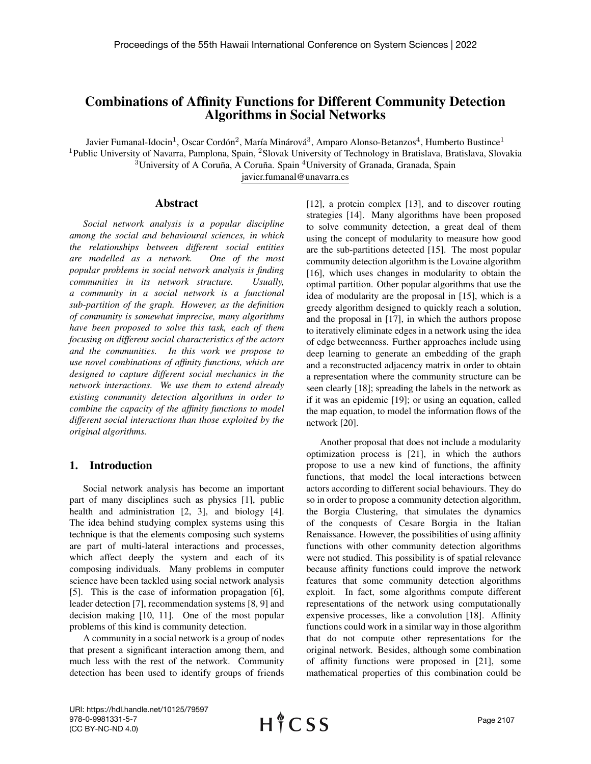# Combinations of Affinity Functions for Different Community Detection Algorithms in Social Networks

Javier Fumanal-Idocin[1], Oscar Cordón[2], María Minárová[3], Amparo Alonso-Betanzos[4], Humberto Bustince[1]
[1]Public University of Navarra, Pamplona, Spain, [2]Slovak University of Technology in Bratislava, Bratislava, Slovakia
[3]University of A Coruña, A Coruña. Spain [4]University of Granada, Granada, Spain
javier.fumanal@unavarra.es

## Abstract

*Social network analysis is a popular discipline among the social and behavioural sciences, in which the relationships between different social entities are modelled as a network. One of the most popular problems in social network analysis is finding communities in its network structure. Usually, a community in a social network is a functional sub-partition of the graph. However, as the definition of community is somewhat imprecise, many algorithms have been proposed to solve this task, each of them focusing on different social characteristics of the actors and the communities. In this work we propose to use novel combinations of affinity functions, which are designed to capture different social mechanics in the network interactions. We use them to extend already existing community detection algorithms in order to combine the capacity of the affinity functions to model different social interactions than those exploited by the original algorithms.*

## 1. Introduction

Social network analysis has become an important part of many disciplines such as physics [1], public health and administration [2, 3], and biology [4]. The idea behind studying complex systems using this technique is that the elements composing such systems are part of multi-lateral interactions and processes, which affect deeply the system and each of its composing individuals. Many problems in computer science have been tackled using social network analysis [5]. This is the case of information propagation [6], leader detection [7], recommendation systems [8, 9] and decision making [10, 11]. One of the most popular problems of this kind is community detection.

A community in a social network is a group of nodes that present a significant interaction among them, and much less with the rest of the network. Community detection has been used to identify groups of friends [12], a protein complex [13], and to discover routing strategies [14]. Many algorithms have been proposed to solve community detection, a great deal of them using the concept of modularity to measure how good are the sub-partitions detected [15]. The most popular community detection algorithm is the Lovaine algorithm [16], which uses changes in modularity to obtain the optimal partition. Other popular algorithms that use the idea of modularity are the proposal in [15], which is a greedy algorithm designed to quickly reach a solution, and the proposal in [17], in which the authors propose to iteratively eliminate edges in a network using the idea of edge betweenness. Further approaches include using deep learning to generate an embedding of the graph and a reconstructed adjacency matrix in order to obtain a representation where the community structure can be seen clearly [18]; spreading the labels in the network as if it was an epidemic [19]; or using an equation, called the map equation, to model the information flows of the network [20].

Another proposal that does not include a modularity optimization process is [21], in which the authors propose to use a new kind of functions, the affinity functions, that model the local interactions between actors according to different social behaviours. They do so in order to propose a community detection algorithm, the Borgia Clustering, that simulates the dynamics of the conquests of Cesare Borgia in the Italian Renaissance. However, the possibilities of using affinity functions with other community detection algorithms were not studied. This possibility is of spatial relevance because affinity functions could improve the network features that some community detection algorithms exploit. In fact, some algorithms compute different representations of the network using computationally expensive processes, like a convolution [18]. Affinity functions could work in a similar way in those algorithm that do not compute other representations for the original network. Besides, although some combination of affinity functions were proposed in [21], some mathematical properties of this combination could be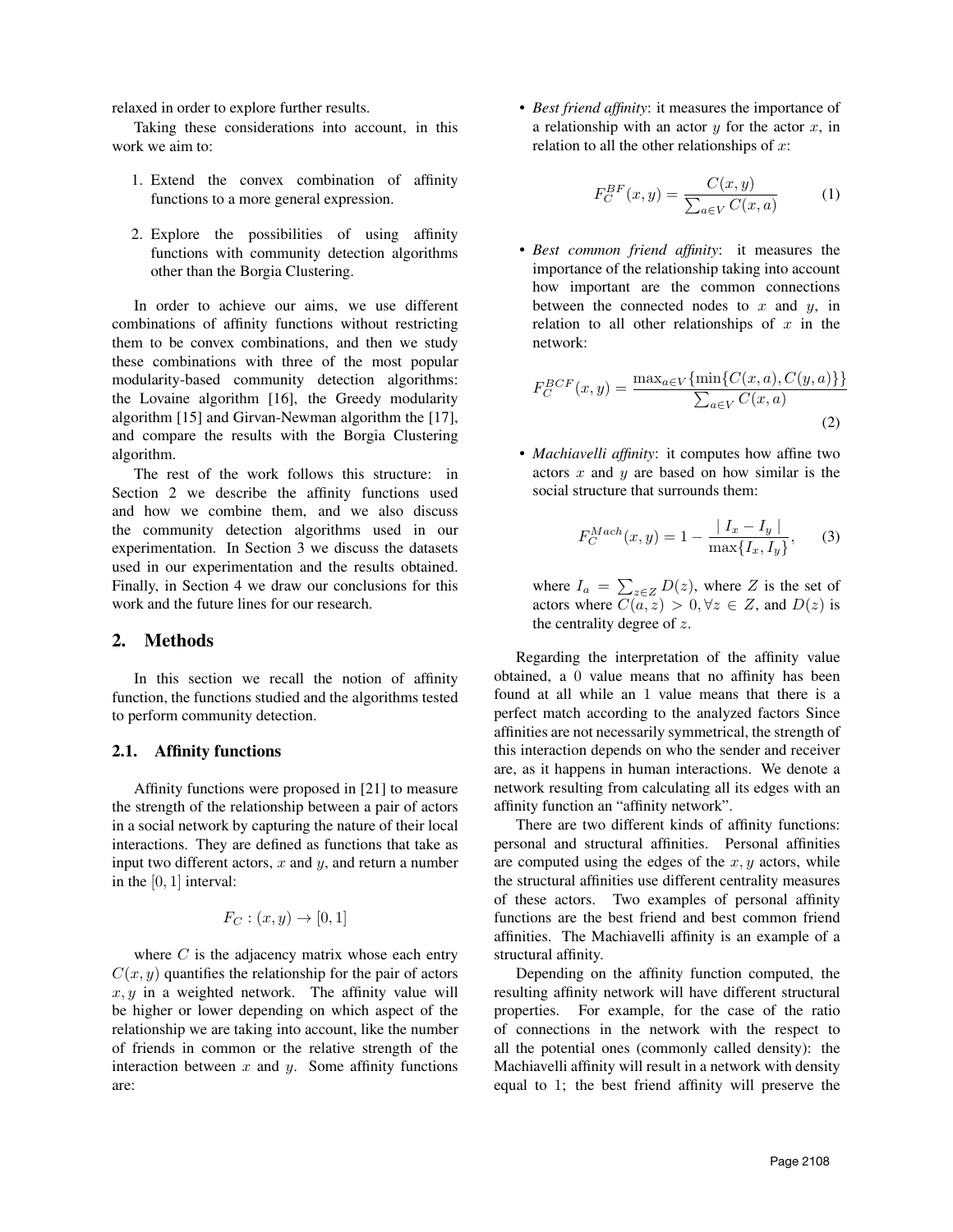relaxed in order to explore further results.

Taking these considerations into account, in this work we aim to:

1. Extend the convex combination of affinity functions to a more general expression.

2. Explore the possibilities of using affinity functions with community detection algorithms other than the Borgia Clustering.

In order to achieve our aims, we use different combinations of affinity functions without restricting them to be convex combinations, and then we study these combinations with three of the most popular modularity-based community detection algorithms: the Lovaine algorithm [16], the Greedy modularity algorithm [15] and Girvan-Newman algorithm the [17], and compare the results with the Borgia Clustering algorithm.

The rest of the work follows this structure: in Section 2 we describe the affinity functions used and how we combine them, and we also discuss the community detection algorithms used in our experimentation. In Section 3 we discuss the datasets used in our experimentation and the results obtained. Finally, in Section 4 we draw our conclusions for this work and the future lines for our research.

## 2. Methods

In this section we recall the notion of affinity function, the functions studied and the algorithms tested to perform community detection.

### 2.1. Affinity functions

Affinity functions were proposed in [21] to measure the strength of the relationship between a pair of actors in a social network by capturing the nature of their local interactions. They are defined as functions that take as input two different actors, $x$ and $y$, and return a number in the $[0, 1]$ interval:

$$F_C : (x, y) \rightarrow [0, 1]$$

where $C$ is the adjacency matrix whose each entry $C(x, y)$ quantifies the relationship for the pair of actors $x, y$ in a weighted network. The affinity value will be higher or lower depending on which aspect of the relationship we are taking into account, like the number of friends in common or the relative strength of the interaction between $x$ and $y$. Some affinity functions are:

- *Best friend affinity*: it measures the importance of a relationship with an actor $y$ for the actor $x$, in relation to all the other relationships of $x$:

$$F_C^{BF}(x, y) = \frac{C(x, y)}{\sum_{a \in V} C(x, a)} \tag{1}$$

- *Best common friend affinity*: it measures the importance of the relationship taking into account how important are the common connections between the connected nodes to $x$ and $y$, in relation to all other relationships of $x$ in the network:

$$F_C^{BCF}(x, y) = \frac{\max_{a \in V}\{\min\{C(x, a), C(y, a)\}\}}{\sum_{a \in V} C(x, a)} \tag{2}$$

- *Machiavelli affinity*: it computes how affine two actors $x$ and $y$ are based on how similar is the social structure that surrounds them:

$$F_C^{Mach}(x, y) = 1 - \frac{\mid I_x - I_y \mid}{\max\{I_x, I_y\}}, \tag{3}$$

  where $I_a = \sum_{z \in Z} D(z)$, where $Z$ is the set of actors where $C(a, z) > 0, \forall z \in Z$, and $D(z)$ is the centrality degree of $z$.

Regarding the interpretation of the affinity value obtained, a 0 value means that no affinity has been found at all while an 1 value means that there is a perfect match according to the analyzed factors Since affinities are not necessarily symmetrical, the strength of this interaction depends on who the sender and receiver are, as it happens in human interactions. We denote a network resulting from calculating all its edges with an affinity function an "affinity network".

There are two different kinds of affinity functions: personal and structural affinities. Personal affinities are computed using the edges of the $x, y$ actors, while the structural affinities use different centrality measures of these actors. Two examples of personal affinity functions are the best friend and best common friend affinities. The Machiavelli affinity is an example of a structural affinity.

Depending on the affinity function computed, the resulting affinity network will have different structural properties. For example, for the case of the ratio of connections in the network with the respect to all the potential ones (commonly called density): the Machiavelli affinity will result in a network with density equal to 1; the best friend affinity will preserve the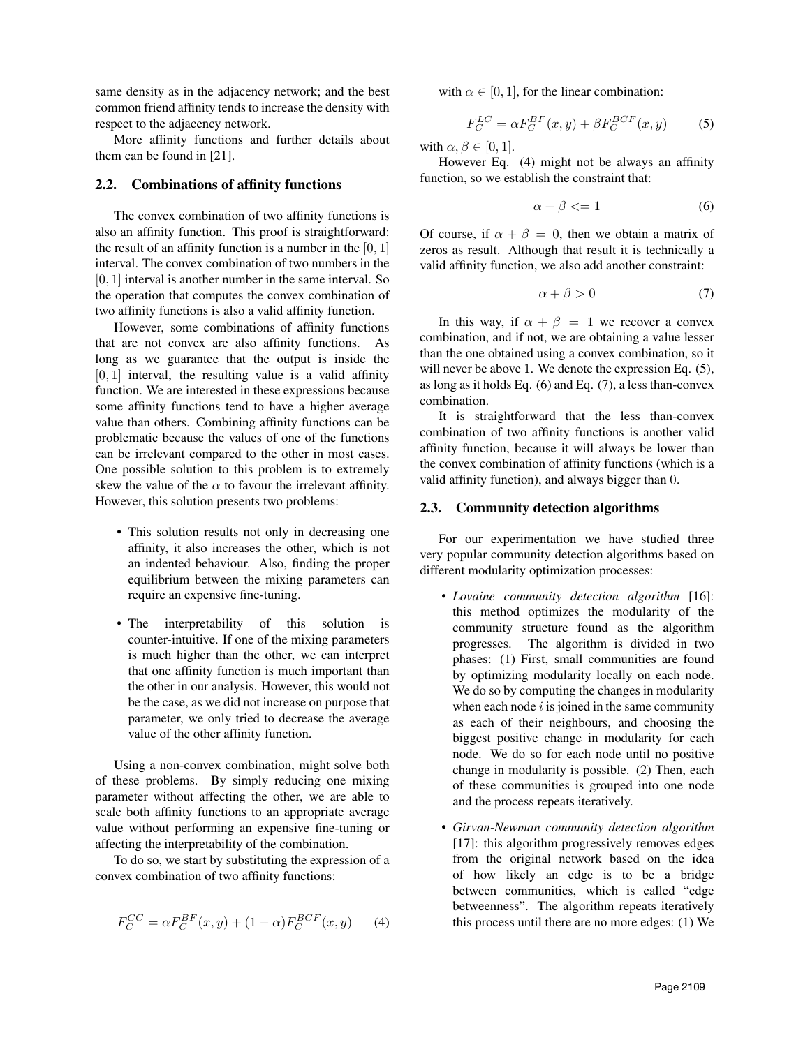same density as in the adjacency network; and the best common friend affinity tends to increase the density with respect to the adjacency network.

More affinity functions and further details about them can be found in [21].

### 2.2. Combinations of affinity functions

The convex combination of two affinity functions is also an affinity function. This proof is straightforward: the result of an affinity function is a number in the $[0, 1]$ interval. The convex combination of two numbers in the $[0, 1]$ interval is another number in the same interval. So the operation that computes the convex combination of two affinity functions is also a valid affinity function.

However, some combinations of affinity functions that are not convex are also affinity functions. As long as we guarantee that the output is inside the $[0, 1]$ interval, the resulting value is a valid affinity function. We are interested in these expressions because some affinity functions tend to have a higher average value than others. Combining affinity functions can be problematic because the values of one of the functions can be irrelevant compared to the other in most cases. One possible solution to this problem is to extremely skew the value of the $\alpha$ to favour the irrelevant affinity. However, this solution presents two problems:

- This solution results not only in decreasing one affinity, it also increases the other, which is not an indented behaviour. Also, finding the proper equilibrium between the mixing parameters can require an expensive fine-tuning.
- The interpretability of this solution is counter-intuitive. If one of the mixing parameters is much higher than the other, we can interpret that one affinity function is much important than the other in our analysis. However, this would not be the case, as we did not increase on purpose that parameter, we only tried to decrease the average value of the other affinity function.

Using a non-convex combination, might solve both of these problems. By simply reducing one mixing parameter without affecting the other, we are able to scale both affinity functions to an appropriate average value without performing an expensive fine-tuning or affecting the interpretability of the combination.

To do so, we start by substituting the expression of a convex combination of two affinity functions:

$$F_C^{CC} = \alpha F_C^{BF}(x, y) + (1 - \alpha) F_C^{BCF}(x, y) \tag{4}$$

with $\alpha \in [0, 1]$, for the linear combination:

$$F_C^{LC} = \alpha F_C^{BF}(x, y) + \beta F_C^{BCF}(x, y) \tag{5}$$

with $\alpha, \beta \in [0, 1]$.

However Eq. (4) might not be always an affinity function, so we establish the constraint that:

$$\alpha + \beta <= 1 \tag{6}$$

Of course, if $\alpha + \beta = 0$, then we obtain a matrix of zeros as result. Although that result it is technically a valid affinity function, we also add another constraint:

$$\alpha + \beta > 0 \tag{7}$$

In this way, if $\alpha + \beta = 1$ we recover a convex combination, and if not, we are obtaining a value lesser than the one obtained using a convex combination, so it will never be above 1. We denote the expression Eq. (5), as long as it holds Eq. (6) and Eq. (7), a less than-convex combination.

It is straightforward that the less than-convex combination of two affinity functions is another valid affinity function, because it will always be lower than the convex combination of affinity functions (which is a valid affinity function), and always bigger than 0.

### 2.3. Community detection algorithms

For our experimentation we have studied three very popular community detection algorithms based on different modularity optimization processes:

- *Lovaine community detection algorithm* [16]: this method optimizes the modularity of the community structure found as the algorithm progresses. The algorithm is divided in two phases: (1) First, small communities are found by optimizing modularity locally on each node. We do so by computing the changes in modularity when each node $i$ is joined in the same community as each of their neighbours, and choosing the biggest positive change in modularity for each node. We do so for each node until no positive change in modularity is possible. (2) Then, each of these communities is grouped into one node and the process repeats iteratively.
- *Girvan-Newman community detection algorithm* [17]: this algorithm progressively removes edges from the original network based on the idea of how likely an edge is to be a bridge between communities, which is called "edge betweenness". The algorithm repeats iteratively this process until there are no more edges: (1) We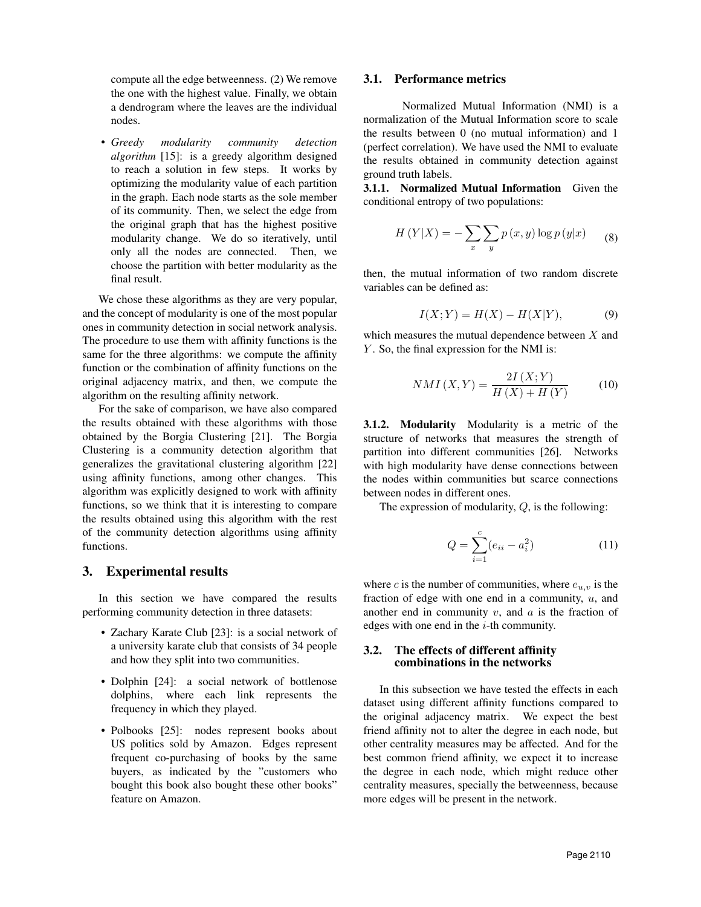compute all the edge betweenness. (2) We remove the one with the highest value. Finally, we obtain a dendrogram where the leaves are the individual nodes.

- *Greedy modularity community detection algorithm* [15]: is a greedy algorithm designed to reach a solution in few steps. It works by optimizing the modularity value of each partition in the graph. Each node starts as the sole member of its community. Then, we select the edge from the original graph that has the highest positive modularity change. We do so iteratively, until only all the nodes are connected. Then, we choose the partition with better modularity as the final result.

We chose these algorithms as they are very popular, and the concept of modularity is one of the most popular ones in community detection in social network analysis. The procedure to use them with affinity functions is the same for the three algorithms: we compute the affinity function or the combination of affinity functions on the original adjacency matrix, and then, we compute the algorithm on the resulting affinity network.

For the sake of comparison, we have also compared the results obtained with these algorithms with those obtained by the Borgia Clustering [21]. The Borgia Clustering is a community detection algorithm that generalizes the gravitational clustering algorithm [22] using affinity functions, among other changes. This algorithm was explicitly designed to work with affinity functions, so we think that it is interesting to compare the results obtained using this algorithm with the rest of the community detection algorithms using affinity functions.

# 3. Experimental results

In this section we have compared the results performing community detection in three datasets:

- Zachary Karate Club [23]: is a social network of a university karate club that consists of 34 people and how they split into two communities.
- Dolphin [24]: a social network of bottlenose dolphins, where each link represents the frequency in which they played.
- Polbooks [25]: nodes represent books about US politics sold by Amazon. Edges represent frequent co-purchasing of books by the same buyers, as indicated by the "customers who bought this book also bought these other books" feature on Amazon.

## 3.1. Performance metrics

Normalized Mutual Information (NMI) is a normalization of the Mutual Information score to scale the results between 0 (no mutual information) and 1 (perfect correlation). We have used the NMI to evaluate the results obtained in community detection against ground truth labels.

**3.1.1. Normalized Mutual Information** Given the conditional entropy of two populations:

$$H\left(Y|X\right) = -\sum_{x}\sum_{y} p\left(x,y\right) \log p\left(y|x\right) \tag{8}$$

then, the mutual information of two random discrete variables can be defined as:

$$I(X;Y) = H(X) - H(X|Y), \tag{9}$$

which measures the mutual dependence between $X$ and $Y$. So, the final expression for the NMI is:

$$NMI\left(X,Y\right) = \frac{2I\left(X;Y\right)}{H\left(X\right) + H\left(Y\right)} \tag{10}$$

**3.1.2. Modularity** Modularity is a metric of the structure of networks that measures the strength of partition into different communities [26]. Networks with high modularity have dense connections between the nodes within communities but scarce connections between nodes in different ones.

The expression of modularity, $Q$, is the following:

$$Q = \sum_{i=1}^{c}(e_{ii} - a_i^2) \tag{11}$$

where $c$ is the number of communities, where $e_{u,v}$ is the fraction of edge with one end in a community, $u$, and another end in community $v$, and $a$ is the fraction of edges with one end in the $i$-th community.

## 3.2. The effects of different affinity combinations in the networks

In this subsection we have tested the effects in each dataset using different affinity functions compared to the original adjacency matrix. We expect the best friend affinity not to alter the degree in each node, but other centrality measures may be affected. And for the best common friend affinity, we expect it to increase the degree in each node, which might reduce other centrality measures, specially the betweenness, because more edges will be present in the network.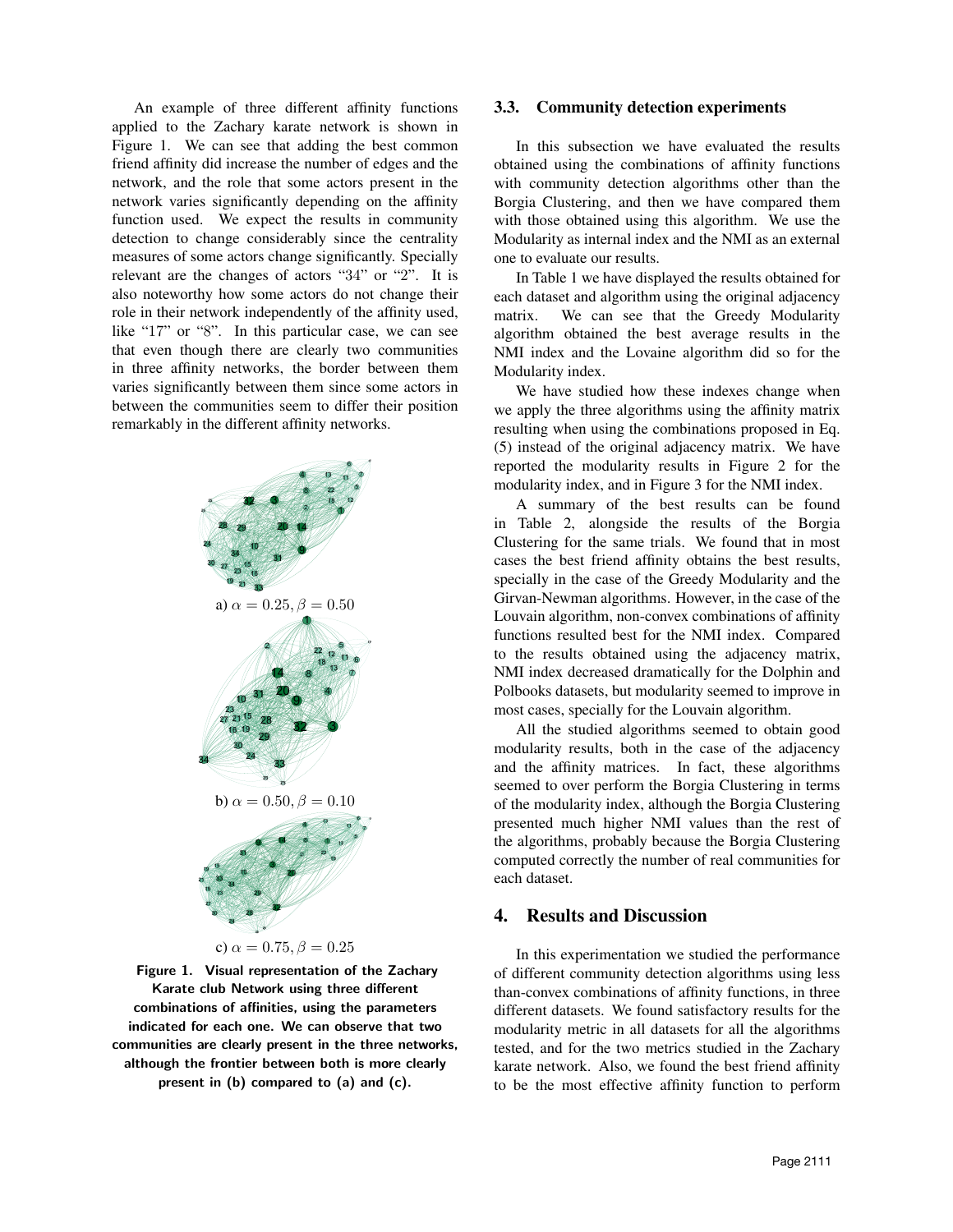An example of three different affinity functions applied to the Zachary karate network is shown in Figure 1. We can see that adding the best common friend affinity did increase the number of edges and the network, and the role that some actors present in the network varies significantly depending on the affinity function used. We expect the results in community detection to change considerably since the centrality measures of some actors change significantly. Specially relevant are the changes of actors "34" or "2". It is also noteworthy how some actors do not change their role in their network independently of the affinity used, like "17" or "8". In this particular case, we can see that even though there are clearly two communities in three affinity networks, the border between them varies significantly between them since some actors in between the communities seem to differ their position remarkably in the different affinity networks.

a) $\alpha = 0.25, \beta = 0.50$

b) $\alpha = 0.50, \beta = 0.10$

c) $\alpha = 0.75, \beta = 0.25$

**Figure 1. Visual representation of the Zachary Karate club Network using three different combinations of affinities, using the parameters indicated for each one. We can observe that two communities are clearly present in the three networks, although the frontier between both is more clearly present in (b) compared to (a) and (c).**

### 3.3. Community detection experiments

In this subsection we have evaluated the results obtained using the combinations of affinity functions with community detection algorithms other than the Borgia Clustering, and then we have compared them with those obtained using this algorithm. We use the Modularity as internal index and the NMI as an external one to evaluate our results.

In Table 1 we have displayed the results obtained for each dataset and algorithm using the original adjacency matrix. We can see that the Greedy Modularity algorithm obtained the best average results in the NMI index and the Lovaine algorithm did so for the Modularity index.

We have studied how these indexes change when we apply the three algorithms using the affinity matrix resulting when using the combinations proposed in Eq. (5) instead of the original adjacency matrix. We have reported the modularity results in Figure 2 for the modularity index, and in Figure 3 for the NMI index.

A summary of the best results can be found in Table 2, alongside the results of the Borgia Clustering for the same trials. We found that in most cases the best friend affinity obtains the best results, specially in the case of the Greedy Modularity and the Girvan-Newman algorithms. However, in the case of the Louvain algorithm, non-convex combinations of affinity functions resulted best for the NMI index. Compared to the results obtained using the adjacency matrix, NMI index decreased dramatically for the Dolphin and Polbooks datasets, but modularity seemed to improve in most cases, specially for the Louvain algorithm.

All the studied algorithms seemed to obtain good modularity results, both in the case of the adjacency and the affinity matrices. In fact, these algorithms seemed to over perform the Borgia Clustering in terms of the modularity index, although the Borgia Clustering presented much higher NMI values than the rest of the algorithms, probably because the Borgia Clustering computed correctly the number of real communities for each dataset.

## 4. Results and Discussion

In this experimentation we studied the performance of different community detection algorithms using less than-convex combinations of affinity functions, in three different datasets. We found satisfactory results for the modularity metric in all datasets for all the algorithms tested, and for the two metrics studied in the Zachary karate network. Also, we found the best friend affinity to be the most effective affinity function to perform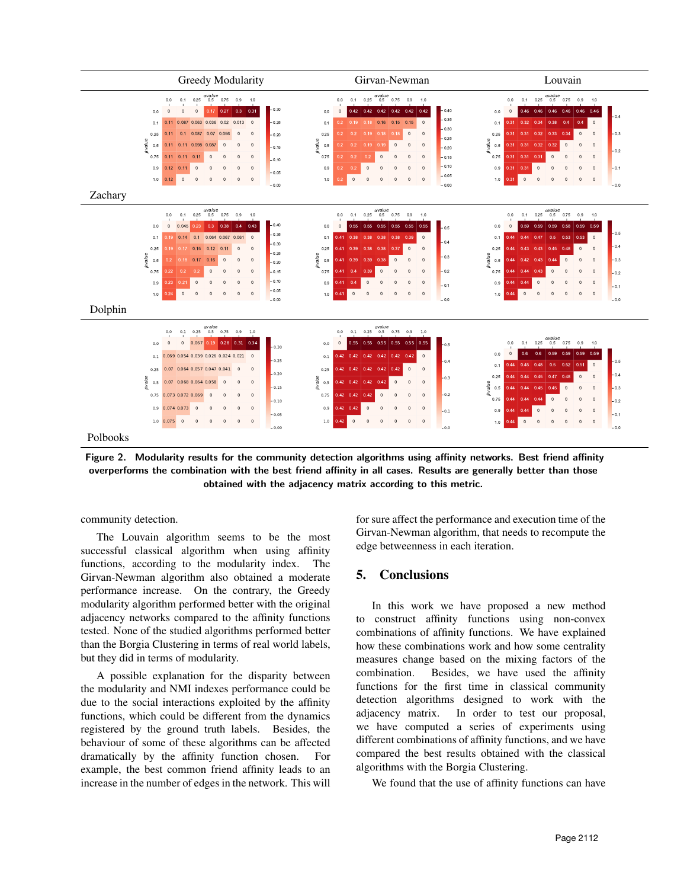| | Greedy Modularity | Girvan-Newman | Louvain |
|---|---|---|---|
| Zachary | | | |
| Dolphin | | | |
| Polbooks | | | |

**Figure 2. Modularity results for the community detection algorithms using affinity networks. Best friend affinity overperforms the combination with the best friend affinity in all cases. Results are generally better than those obtained with the adjacency matrix according to this metric.**

community detection.

The Louvain algorithm seems to be the most successful classical algorithm when using affinity functions, according to the modularity index. The Girvan-Newman algorithm also obtained a moderate performance increase. On the contrary, the Greedy modularity algorithm performed better with the original adjacency networks compared to the affinity functions tested. None of the studied algorithms performed better than the Borgia Clustering in terms of real world labels, but they did in terms of modularity.

A possible explanation for the disparity between the modularity and NMI indexes performance could be due to the social interactions exploited by the affinity functions, which could be different from the dynamics registered by the ground truth labels. Besides, the behaviour of some of these algorithms can be affected dramatically by the affinity function chosen. For example, the best common friend affinity leads to an increase in the number of edges in the network. This will for sure affect the performance and execution time of the Girvan-Newman algorithm, that needs to recompute the edge betweenness in each iteration.

## 5. Conclusions

In this work we have proposed a new method to construct affinity functions using non-convex combinations of affinity functions. We have explained how these combinations work and how some centrality measures change based on the mixing factors of the combination. Besides, we have used the affinity functions for the first time in classical community detection algorithms designed to work with the adjacency matrix. In order to test our proposal, we have computed a series of experiments using different combinations of affinity functions, and we have compared the best results obtained with the classical algorithms with the Borgia Clustering.

We found that the use of affinity functions can have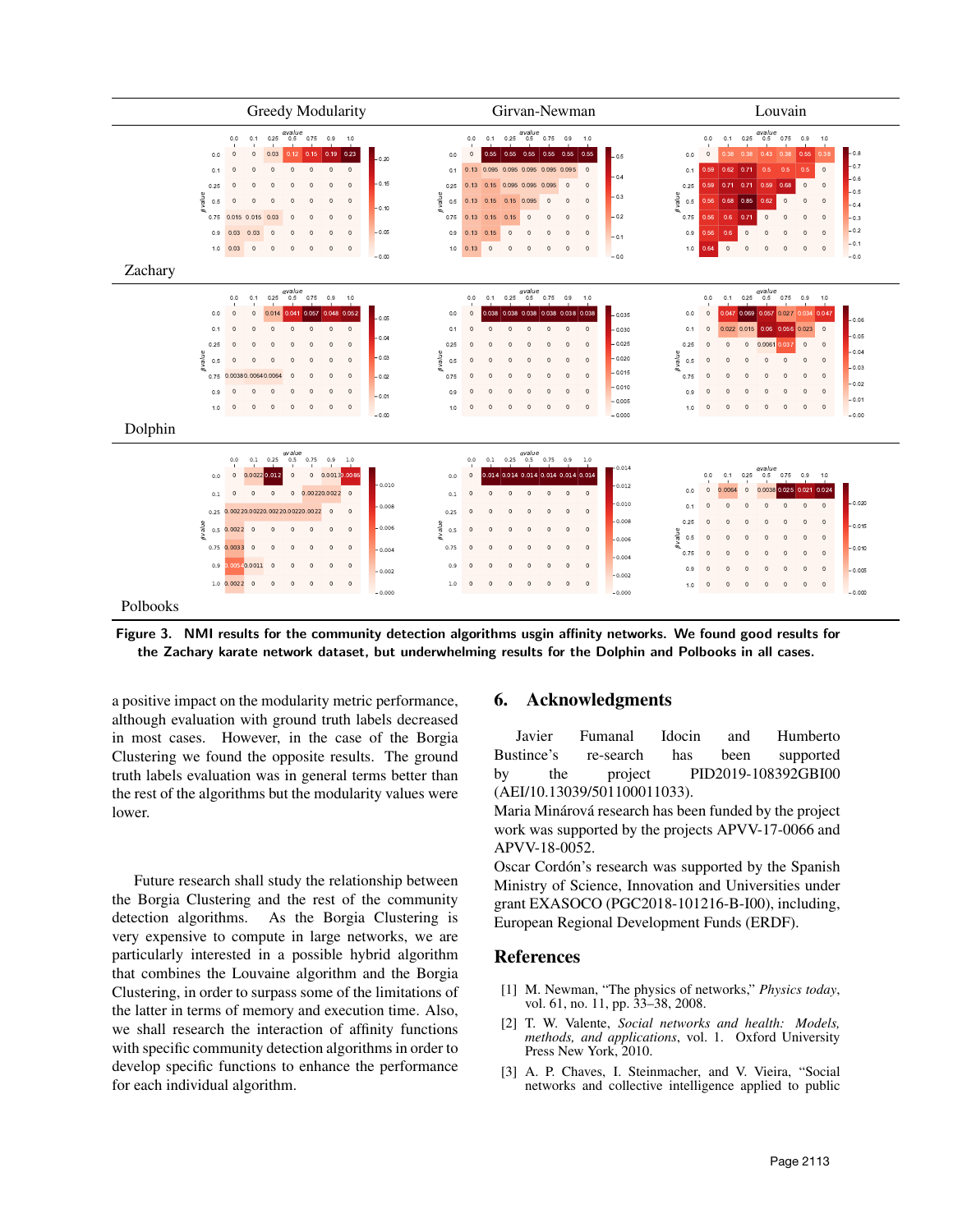| | Greedy Modularity | Girvan-Newman | Louvain |
|---|---|---|---|
| Zachary | | | |
| Dolphin | | | |
| Polbooks | | | |

**Figure 3. NMI results for the community detection algorithms usgin affinity networks. We found good results for the Zachary karate network dataset, but underwhelming results for the Dolphin and Polbooks in all cases.**

a positive impact on the modularity metric performance, although evaluation with ground truth labels decreased in most cases. However, in the case of the Borgia Clustering we found the opposite results. The ground truth labels evaluation was in general terms better than the rest of the algorithms but the modularity values were lower.

Future research shall study the relationship between the Borgia Clustering and the rest of the community detection algorithms. As the Borgia Clustering is very expensive to compute in large networks, we are particularly interested in a possible hybrid algorithm that combines the Louvaine algorithm and the Borgia Clustering, in order to surpass some of the limitations of the latter in terms of memory and execution time. Also, we shall research the interaction of affinity functions with specific community detection algorithms in order to develop specific functions to enhance the performance for each individual algorithm.

## 6. Acknowledgments

Javier Fumanal Idocin and Humberto Bustince's re-search has been supported by the project PID2019-108392GBI00 (AEI/10.13039/501100011033).

Maria Minárová research has been funded by the project work was supported by the projects APVV-17-0066 and APVV-18-0052.

Oscar Cordón's research was supported by the Spanish Ministry of Science, Innovation and Universities under grant EXASOCO (PGC2018-101216-B-I00), including, European Regional Development Funds (ERDF).

## References

[1] M. Newman, "The physics of networks," *Physics today*, vol. 61, no. 11, pp. 33–38, 2008.

[2] T. W. Valente, *Social networks and health: Models, methods, and applications*, vol. 1. Oxford University Press New York, 2010.

[3] A. P. Chaves, I. Steinmacher, and V. Vieira, "Social networks and collective intelligence applied to public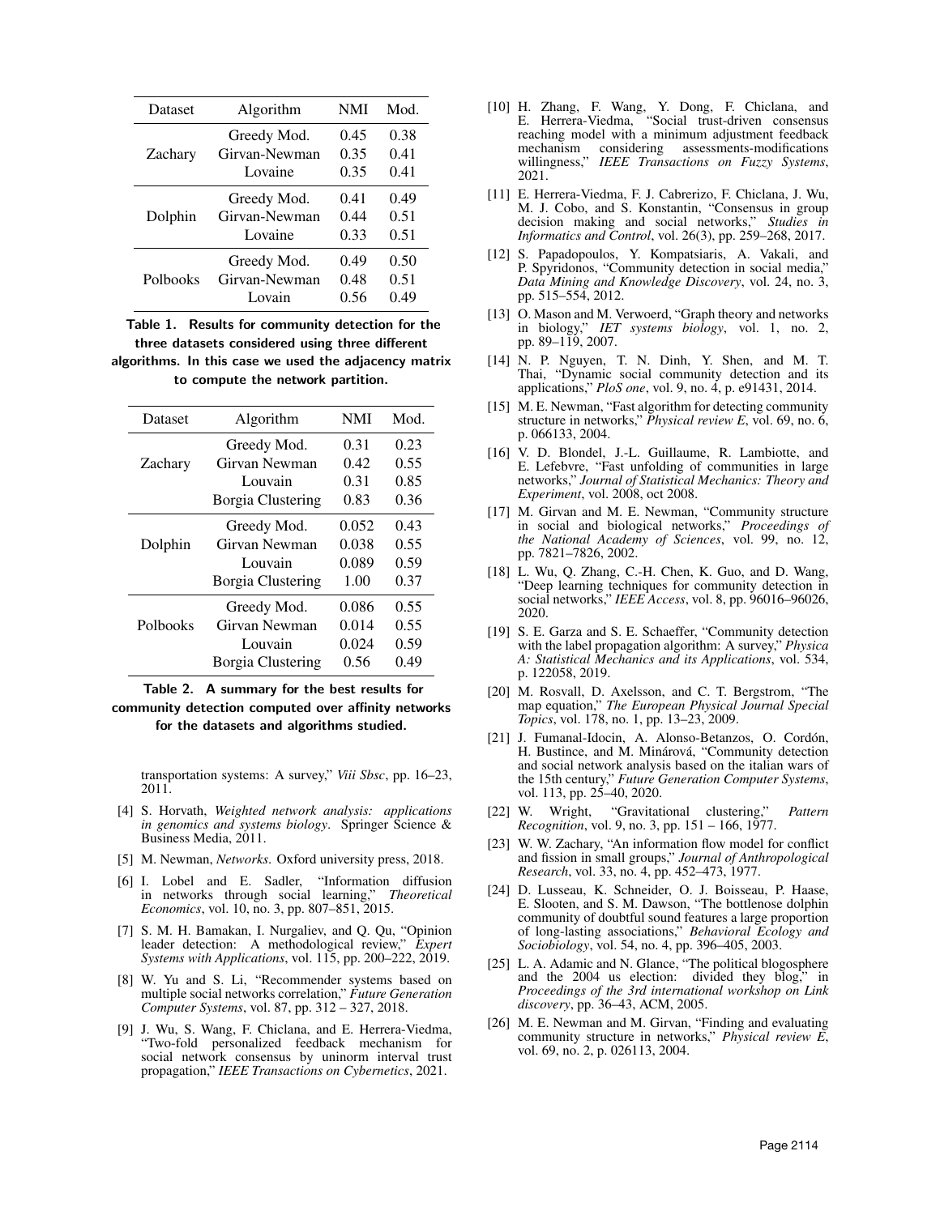| Dataset | Algorithm | NMI | Mod. |
|---|---|---|---|
| Zachary | Greedy Mod. | 0.45 | 0.38 |
| | Girvan-Newman | 0.35 | 0.41 |
| | Lovaine | 0.35 | 0.41 |
| Dolphin | Greedy Mod. | 0.41 | 0.49 |
| | Girvan-Newman | 0.44 | 0.51 |
| | Lovaine | 0.33 | 0.51 |
| Polbooks | Greedy Mod. | 0.49 | 0.50 |
| | Girvan-Newman | 0.48 | 0.51 |
| | Lovain | 0.56 | 0.49 |

**Table 1. Results for community detection for the three datasets considered using three different algorithms. In this case we used the adjacency matrix to compute the network partition.**

| Dataset | Algorithm | NMI | Mod. |
|---|---|---|---|
| Zachary | Greedy Mod. | 0.31 | 0.23 |
| | Girvan Newman | 0.42 | 0.55 |
| | Louvain | 0.31 | 0.85 |
| | Borgia Clustering | 0.83 | 0.36 |
| Dolphin | Greedy Mod. | 0.052 | 0.43 |
| | Girvan Newman | 0.038 | 0.55 |
| | Louvain | 0.089 | 0.59 |
| | Borgia Clustering | 1.00 | 0.37 |
| Polbooks | Greedy Mod. | 0.086 | 0.55 |
| | Girvan Newman | 0.014 | 0.55 |
| | Louvain | 0.024 | 0.59 |
| | Borgia Clustering | 0.56 | 0.49 |

**Table 2. A summary for the best results for community detection computed over affinity networks for the datasets and algorithms studied.**

transportation systems: A survey," *Viii Sbsc*, pp. 16–23, 2011.

[4] S. Horvath, *Weighted network analysis: applications in genomics and systems biology*. Springer Science & Business Media, 2011.

[5] M. Newman, *Networks*. Oxford university press, 2018.

[6] I. Lobel and E. Sadler, "Information diffusion in networks through social learning," *Theoretical Economics*, vol. 10, no. 3, pp. 807–851, 2015.

[7] S. M. H. Bamakan, I. Nurgaliev, and Q. Qu, "Opinion leader detection: A methodological review," *Expert Systems with Applications*, vol. 115, pp. 200–222, 2019.

[8] W. Yu and S. Li, "Recommender systems based on multiple social networks correlation," *Future Generation Computer Systems*, vol. 87, pp. 312 – 327, 2018.

[9] J. Wu, S. Wang, F. Chiclana, and E. Herrera-Viedma, "Two-fold personalized feedback mechanism for social network consensus by uninorm interval trust propagation," *IEEE Transactions on Cybernetics*, 2021.

[10] H. Zhang, F. Wang, Y. Dong, F. Chiclana, and E. Herrera-Viedma, "Social trust-driven consensus reaching model with a minimum adjustment feedback mechanism considering assessments-modifications willingness," *IEEE Transactions on Fuzzy Systems*, 2021.

[11] E. Herrera-Viedma, F. J. Cabrerizo, F. Chiclana, J. Wu, M. J. Cobo, and S. Konstantin, "Consensus in group decision making and social networks," *Studies in Informatics and Control*, vol. 26(3), pp. 259–268, 2017.

[12] S. Papadopoulos, Y. Kompatsiaris, A. Vakali, and P. Spyridonos, "Community detection in social media," *Data Mining and Knowledge Discovery*, vol. 24, no. 3, pp. 515–554, 2012.

[13] O. Mason and M. Verwoerd, "Graph theory and networks in biology," *IET systems biology*, vol. 1, no. 2, pp. 89–119, 2007.

[14] N. P. Nguyen, T. N. Dinh, Y. Shen, and M. T. Thai, "Dynamic social community detection and its applications," *PloS one*, vol. 9, no. 4, p. e91431, 2014.

[15] M. E. Newman, "Fast algorithm for detecting community structure in networks," *Physical review E*, vol. 69, no. 6, p. 066133, 2004.

[16] V. D. Blondel, J.-L. Guillaume, R. Lambiotte, and E. Lefebvre, "Fast unfolding of communities in large networks," *Journal of Statistical Mechanics: Theory and Experiment*, vol. 2008, oct 2008.

[17] M. Girvan and M. E. Newman, "Community structure in social and biological networks," *Proceedings of the National Academy of Sciences*, vol. 99, no. 12, pp. 7821–7826, 2002.

[18] L. Wu, Q. Zhang, C.-H. Chen, K. Guo, and D. Wang, "Deep learning techniques for community detection in social networks," *IEEE Access*, vol. 8, pp. 96016–96026, 2020.

[19] S. E. Garza and S. E. Schaeffer, "Community detection with the label propagation algorithm: A survey," *Physica A: Statistical Mechanics and its Applications*, vol. 534, p. 122058, 2019.

[20] M. Rosvall, D. Axelsson, and C. T. Bergstrom, "The map equation," *The European Physical Journal Special Topics*, vol. 178, no. 1, pp. 13–23, 2009.

[21] J. Fumanal-Idocin, A. Alonso-Betanzos, O. Cordón, H. Bustince, and M. Minárová, "Community detection and social network analysis based on the italian wars of the 15th century," *Future Generation Computer Systems*, vol. 113, pp. 25–40, 2020.

[22] W. Wright, "Gravitational clustering," *Pattern Recognition*, vol. 9, no. 3, pp. 151 – 166, 1977.

[23] W. W. Zachary, "An information flow model for conflict and fission in small groups," *Journal of Anthropological Research*, vol. 33, no. 4, pp. 452–473, 1977.

[24] D. Lusseau, K. Schneider, O. J. Boisseau, P. Haase, E. Slooten, and S. M. Dawson, "The bottlenose dolphin community of doubtful sound features a large proportion of long-lasting associations," *Behavioral Ecology and Sociobiology*, vol. 54, no. 4, pp. 396–405, 2003.

[25] L. A. Adamic and N. Glance, "The political blogosphere and the 2004 us election: divided they blog," in *Proceedings of the 3rd international workshop on Link discovery*, pp. 36–43, ACM, 2005.

[26] M. E. Newman and M. Girvan, "Finding and evaluating community structure in networks," *Physical review E*, vol. 69, no. 2, p. 026113, 2004.